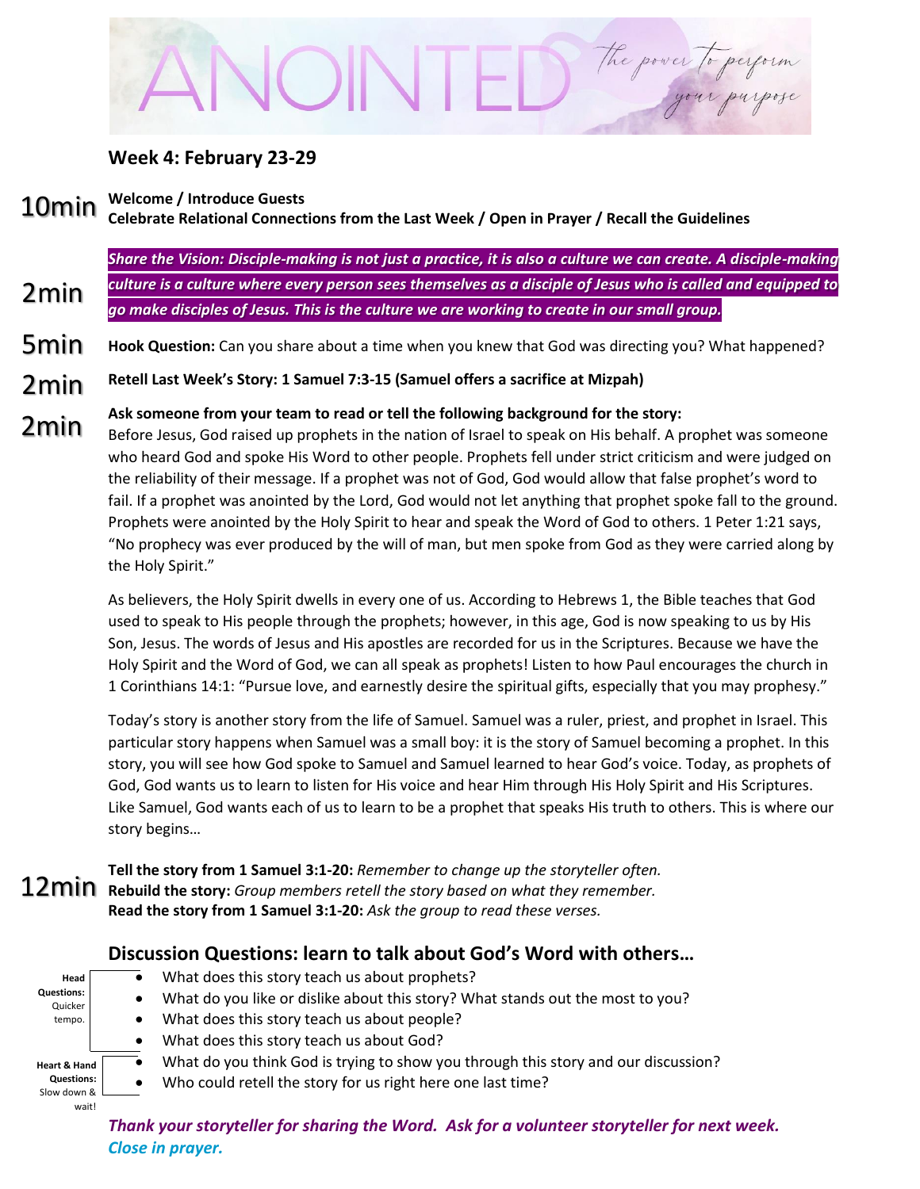# ANOINTED

*the power to perform your purpose*

## Week 4: February 23-29

10min **Welcome / Introduce Guests**
**Celebrate Relational Connections from the Last Week / Open in Prayer / Recall the Guidelines**

2min ***Share the Vision: Disciple-making is not just a practice, it is also a culture we can create. A disciple-making culture is a culture where every person sees themselves as a disciple of Jesus who is called and equipped to go make disciples of Jesus. This is the culture we are working to create in our small group.***

5min **Hook Question:** Can you share about a time when you knew that God was directing you? What happened?

2min **Retell Last Week's Story: 1 Samuel 7:3-15 (Samuel offers a sacrifice at Mizpah)**

2min **Ask someone from your team to read or tell the following background for the story:**

Before Jesus, God raised up prophets in the nation of Israel to speak on His behalf. A prophet was someone who heard God and spoke His Word to other people. Prophets fell under strict criticism and were judged on the reliability of their message. If a prophet was not of God, God would allow that false prophet's word to fail. If a prophet was anointed by the Lord, God would not let anything that prophet spoke fall to the ground. Prophets were anointed by the Holy Spirit to hear and speak the Word of God to others. 1 Peter 1:21 says, "No prophecy was ever produced by the will of man, but men spoke from God as they were carried along by the Holy Spirit."

As believers, the Holy Spirit dwells in every one of us. According to Hebrews 1, the Bible teaches that God used to speak to His people through the prophets; however, in this age, God is now speaking to us by His Son, Jesus. The words of Jesus and His apostles are recorded for us in the Scriptures. Because we have the Holy Spirit and the Word of God, we can all speak as prophets! Listen to how Paul encourages the church in 1 Corinthians 14:1: "Pursue love, and earnestly desire the spiritual gifts, especially that you may prophesy."

Today's story is another story from the life of Samuel. Samuel was a ruler, priest, and prophet in Israel. This particular story happens when Samuel was a small boy: it is the story of Samuel becoming a prophet. In this story, you will see how God spoke to Samuel and Samuel learned to hear God's voice. Today, as prophets of God, God wants us to learn to listen for His voice and hear Him through His Holy Spirit and His Scriptures. Like Samuel, God wants each of us to learn to be a prophet that speaks His truth to others. This is where our story begins…

12min **Tell the story from 1 Samuel 3:1-20:** *Remember to change up the storyteller often.*
**Rebuild the story:** *Group members retell the story based on what they remember.*
**Read the story from 1 Samuel 3:1-20:** *Ask the group to read these verses.*

### Discussion Questions: learn to talk about God's Word with others…

**Head Questions:** Quicker tempo.

- What does this story teach us about prophets?
- What do you like or dislike about this story? What stands out the most to you?
- What does this story teach us about people?
- What does this story teach us about God?

**Heart & Hand Questions:** Slow down & wait!

- What do you think God is trying to show you through this story and our discussion?
- Who could retell the story for us right here one last time?

***Thank your storyteller for sharing the Word. Ask for a volunteer storyteller for next week.***
***Close in prayer.***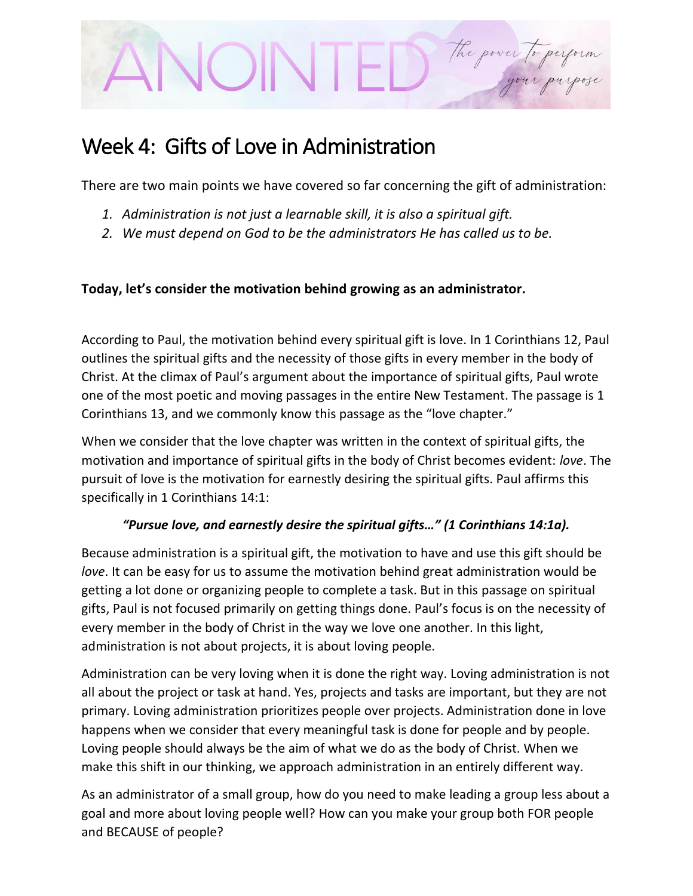# Week 4: Gifts of Love in Administration

There are two main points we have covered so far concerning the gift of administration:

1. *Administration is not just a learnable skill, it is also a spiritual gift.*
2. *We must depend on God to be the administrators He has called us to be.*

**Today, let's consider the motivation behind growing as an administrator.**

According to Paul, the motivation behind every spiritual gift is love. In 1 Corinthians 12, Paul outlines the spiritual gifts and the necessity of those gifts in every member in the body of Christ. At the climax of Paul's argument about the importance of spiritual gifts, Paul wrote one of the most poetic and moving passages in the entire New Testament. The passage is 1 Corinthians 13, and we commonly know this passage as the "love chapter."

When we consider that the love chapter was written in the context of spiritual gifts, the motivation and importance of spiritual gifts in the body of Christ becomes evident: *love*. The pursuit of love is the motivation for earnestly desiring the spiritual gifts. Paul affirms this specifically in 1 Corinthians 14:1:

***"Pursue love, and earnestly desire the spiritual gifts…" (1 Corinthians 14:1a).***

Because administration is a spiritual gift, the motivation to have and use this gift should be *love*. It can be easy for us to assume the motivation behind great administration would be getting a lot done or organizing people to complete a task. But in this passage on spiritual gifts, Paul is not focused primarily on getting things done. Paul's focus is on the necessity of every member in the body of Christ in the way we love one another. In this light, administration is not about projects, it is about loving people.

Administration can be very loving when it is done the right way. Loving administration is not all about the project or task at hand. Yes, projects and tasks are important, but they are not primary. Loving administration prioritizes people over projects. Administration done in love happens when we consider that every meaningful task is done for people and by people. Loving people should always be the aim of what we do as the body of Christ. When we make this shift in our thinking, we approach administration in an entirely different way.

As an administrator of a small group, how do you need to make leading a group less about a goal and more about loving people well? How can you make your group both FOR people and BECAUSE of people?